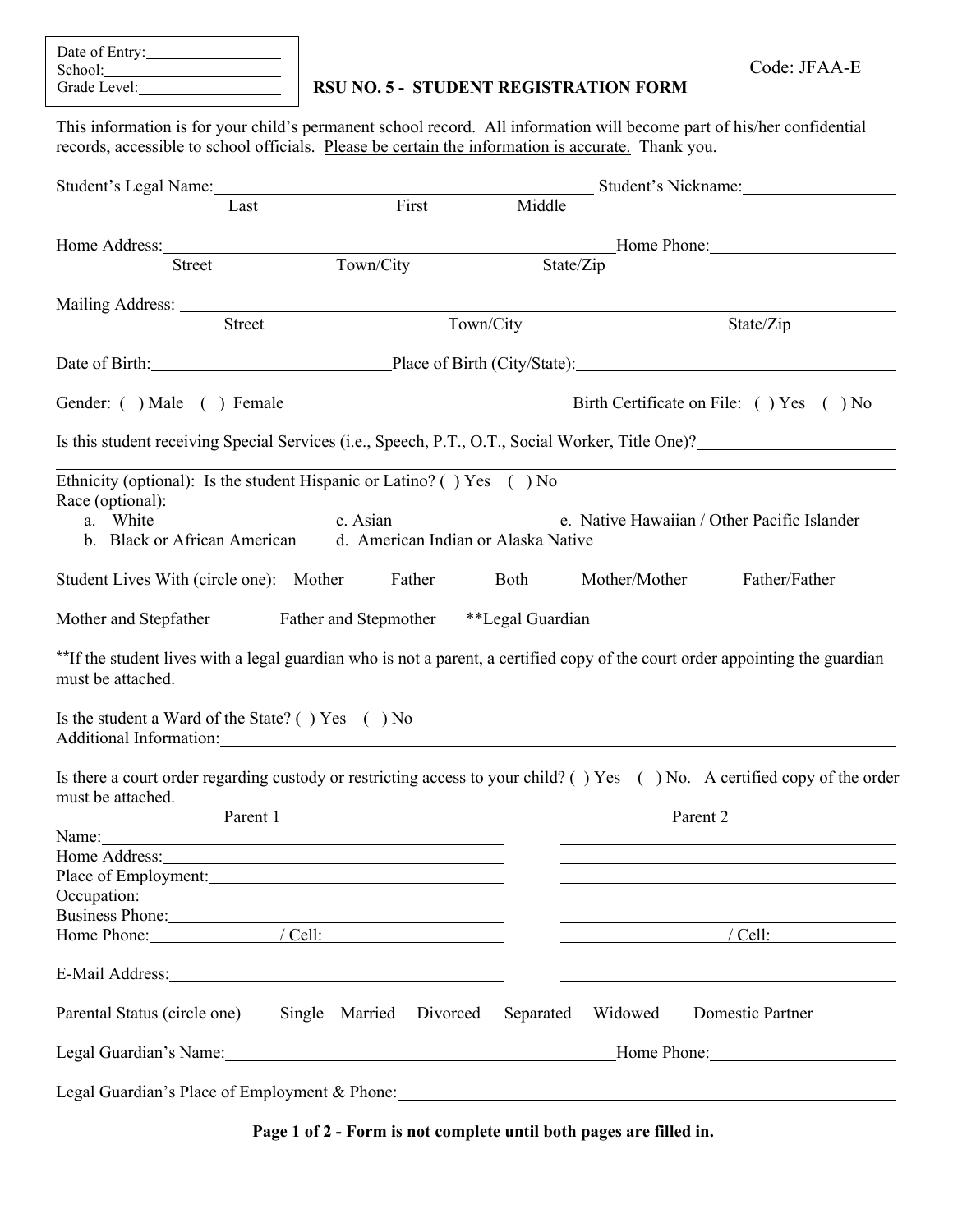Date of Entry: \_\_\_\_\_\_\_\_\_\_\_\_\_\_\_\_
School: \_\_\_\_\_\_\_\_\_\_\_\_\_\_\_\_
Grade Level: \_\_\_\_\_\_\_\_\_\_\_\_\_\_\_\_

Code: JFAA-E

# RSU NO. 5 - STUDENT REGISTRATION FORM

This information is for your child's permanent school record. All information will become part of his/her confidential records, accessible to school officials. Please be certain the information is accurate. Thank you.

Student's Legal Name: \_\_\_\_\_\_\_\_\_\_\_\_\_\_\_\_\_\_\_\_\_\_\_\_\_\_\_\_\_\_\_\_ Student's Nickname: \_\_\_\_\_\_\_\_\_\_\_\_\_\_\_\_
Last First Middle

Home Address: \_\_\_\_\_\_\_\_\_\_\_\_\_\_\_\_\_\_\_\_\_\_\_\_\_\_\_\_\_\_\_\_ Home Phone: \_\_\_\_\_\_\_\_\_\_\_\_\_\_\_\_
Street Town/City State/Zip

Mailing Address: \_\_\_\_\_\_\_\_\_\_\_\_\_\_\_\_\_\_\_\_\_\_\_\_\_\_\_\_\_\_\_\_\_\_\_\_\_\_\_\_
Street Town/City State/Zip

Date of Birth: \_\_\_\_\_\_\_\_\_\_\_\_\_\_\_\_ Place of Birth (City/State): \_\_\_\_\_\_\_\_\_\_\_\_\_\_\_\_

Gender: ( ) Male ( ) Female Birth Certificate on File: ( ) Yes ( ) No

Is this student receiving Special Services (i.e., Speech, P.T., O.T., Social Worker, Title One)? \_\_\_\_\_\_\_\_\_\_\_\_\_\_\_\_

Ethnicity (optional): Is the student Hispanic or Latino? ( ) Yes ( ) No
Race (optional):
a. White
b. Black or African American
c. Asian
d. American Indian or Alaska Native
e. Native Hawaiian / Other Pacific Islander

Student Lives With (circle one): Mother Father Both Mother/Mother Father/Father

Mother and Stepfather Father and Stepmother \*\*Legal Guardian

\*\*If the student lives with a legal guardian who is not a parent, a certified copy of the court order appointing the guardian must be attached.

Is the student a Ward of the State? ( ) Yes ( ) No
Additional Information: \_\_\_\_\_\_\_\_\_\_\_\_\_\_\_\_\_\_\_\_\_\_\_\_\_\_\_\_\_\_\_\_

Is there a court order regarding custody or restricting access to your child? ( ) Yes ( ) No. A certified copy of the order must be attached.

| | Parent 1 | Parent 2 |
|---|---|---|
| Name: | | |
| Home Address: | | |
| Place of Employment: | | |
| Occupation: | | |
| Business Phone: | | |
| Home Phone: / Cell: | / Cell: | / Cell: |
| E-Mail Address: | | |

Parental Status (circle one) Single Married Divorced Separated Widowed Domestic Partner

Legal Guardian's Name: \_\_\_\_\_\_\_\_\_\_\_\_\_\_\_\_\_\_\_\_\_\_\_\_\_\_\_\_\_\_\_\_ Home Phone: \_\_\_\_\_\_\_\_\_\_\_\_\_\_\_\_

Legal Guardian's Place of Employment & Phone: \_\_\_\_\_\_\_\_\_\_\_\_\_\_\_\_\_\_\_\_\_\_\_\_\_\_\_\_\_\_\_\_

**Page 1 of 2 - Form is not complete until both pages are filled in.**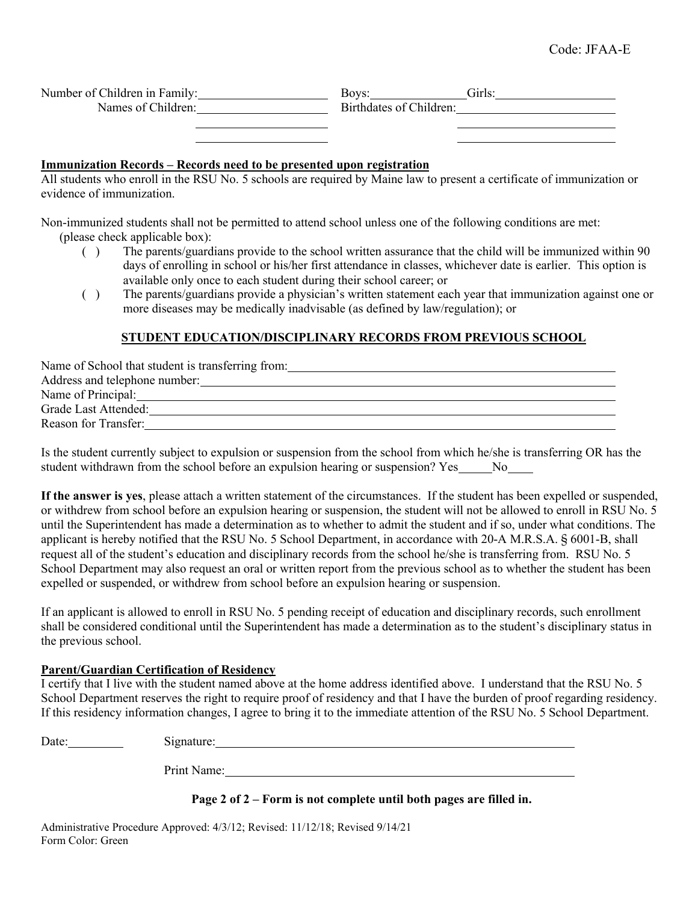Code: JFAA-E

Number of Children in Family:\_\_\_\_\_\_\_\_\_\_\_\_\_\_\_\_\_\_\_\_ Boys:\_\_\_\_\_\_\_\_\_\_\_\_\_\_\_Girls:\_\_\_\_\_\_\_\_\_\_\_\_\_\_\_\_\_\_\_

Names of Children:\_\_\_\_\_\_\_\_\_\_\_\_\_\_\_\_\_\_\_\_ Birthdates of Children:\_\_\_\_\_\_\_\_\_\_\_\_\_\_\_\_\_\_\_\_\_\_\_\_

\_\_\_\_\_\_\_\_\_\_\_\_\_\_\_\_\_\_\_\_ \_\_\_\_\_\_\_\_\_\_\_\_\_\_\_\_\_\_\_\_\_\_\_\_

\_\_\_\_\_\_\_\_\_\_\_\_\_\_\_\_\_\_\_\_ \_\_\_\_\_\_\_\_\_\_\_\_\_\_\_\_\_\_\_\_\_\_\_\_

**Immunization Records – Records need to be presented upon registration**

All students who enroll in the RSU No. 5 schools are required by Maine law to present a certificate of immunization or evidence of immunization.

Non-immunized students shall not be permitted to attend school unless one of the following conditions are met: (please check applicable box):

( ) The parents/guardians provide to the school written assurance that the child will be immunized within 90 days of enrolling in school or his/her first attendance in classes, whichever date is earlier. This option is available only once to each student during their school career; or

( ) The parents/guardians provide a physician's written statement each year that immunization against one or more diseases may be medically inadvisable (as defined by law/regulation); or

## STUDENT EDUCATION/DISCIPLINARY RECORDS FROM PREVIOUS SCHOOL

Name of School that student is transferring from:\_\_\_\_\_\_\_\_\_\_\_\_\_\_\_\_\_\_\_\_\_\_\_\_\_\_\_\_\_\_\_\_\_\_\_\_\_\_\_\_

Address and telephone number:\_\_\_\_\_\_\_\_\_\_\_\_\_\_\_\_\_\_\_\_\_\_\_\_\_\_\_\_\_\_\_\_\_\_\_\_\_\_\_\_\_\_\_\_\_\_\_\_\_\_

Name of Principal:\_\_\_\_\_\_\_\_\_\_\_\_\_\_\_\_\_\_\_\_\_\_\_\_\_\_\_\_\_\_\_\_\_\_\_\_\_\_\_\_\_\_\_\_\_\_\_\_\_\_\_\_\_\_\_\_\_\_

Grade Last Attended:\_\_\_\_\_\_\_\_\_\_\_\_\_\_\_\_\_\_\_\_\_\_\_\_\_\_\_\_\_\_\_\_\_\_\_\_\_\_\_\_\_\_\_\_\_\_\_\_\_\_\_\_\_\_\_

Reason for Transfer:\_\_\_\_\_\_\_\_\_\_\_\_\_\_\_\_\_\_\_\_\_\_\_\_\_\_\_\_\_\_\_\_\_\_\_\_\_\_\_\_\_\_\_\_\_\_\_\_\_\_\_\_\_\_\_\_

Is the student currently subject to expulsion or suspension from the school from which he/she is transferring OR has the student withdrawn from the school before an expulsion hearing or suspension? Yes\_\_\_\_\_No\_\_\_\_

**If the answer is yes**, please attach a written statement of the circumstances. If the student has been expelled or suspended, or withdrew from school before an expulsion hearing or suspension, the student will not be allowed to enroll in RSU No. 5 until the Superintendent has made a determination as to whether to admit the student and if so, under what conditions. The applicant is hereby notified that the RSU No. 5 School Department, in accordance with 20-A M.R.S.A. § 6001-B, shall request all of the student's education and disciplinary records from the school he/she is transferring from. RSU No. 5 School Department may also request an oral or written report from the previous school as to whether the student has been expelled or suspended, or withdrew from school before an expulsion hearing or suspension.

If an applicant is allowed to enroll in RSU No. 5 pending receipt of education and disciplinary records, such enrollment shall be considered conditional until the Superintendent has made a determination as to the student's disciplinary status in the previous school.

**Parent/Guardian Certification of Residency**

I certify that I live with the student named above at the home address identified above. I understand that the RSU No. 5 School Department reserves the right to require proof of residency and that I have the burden of proof regarding residency. If this residency information changes, I agree to bring it to the immediate attention of the RSU No. 5 School Department.

Date:\_\_\_\_\_\_\_\_\_ Signature:\_\_\_\_\_\_\_\_\_\_\_\_\_\_\_\_\_\_\_\_\_\_\_\_\_\_\_\_\_\_\_\_\_\_\_\_\_\_\_\_\_\_\_\_\_\_\_\_\_\_\_\_\_

Print Name:\_\_\_\_\_\_\_\_\_\_\_\_\_\_\_\_\_\_\_\_\_\_\_\_\_\_\_\_\_\_\_\_\_\_\_\_\_\_\_\_\_\_\_\_\_\_\_\_\_\_\_\_

**Page 2 of 2 – Form is not complete until both pages are filled in.**

Administrative Procedure Approved: 4/3/12; Revised: 11/12/18; Revised 9/14/21
Form Color: Green